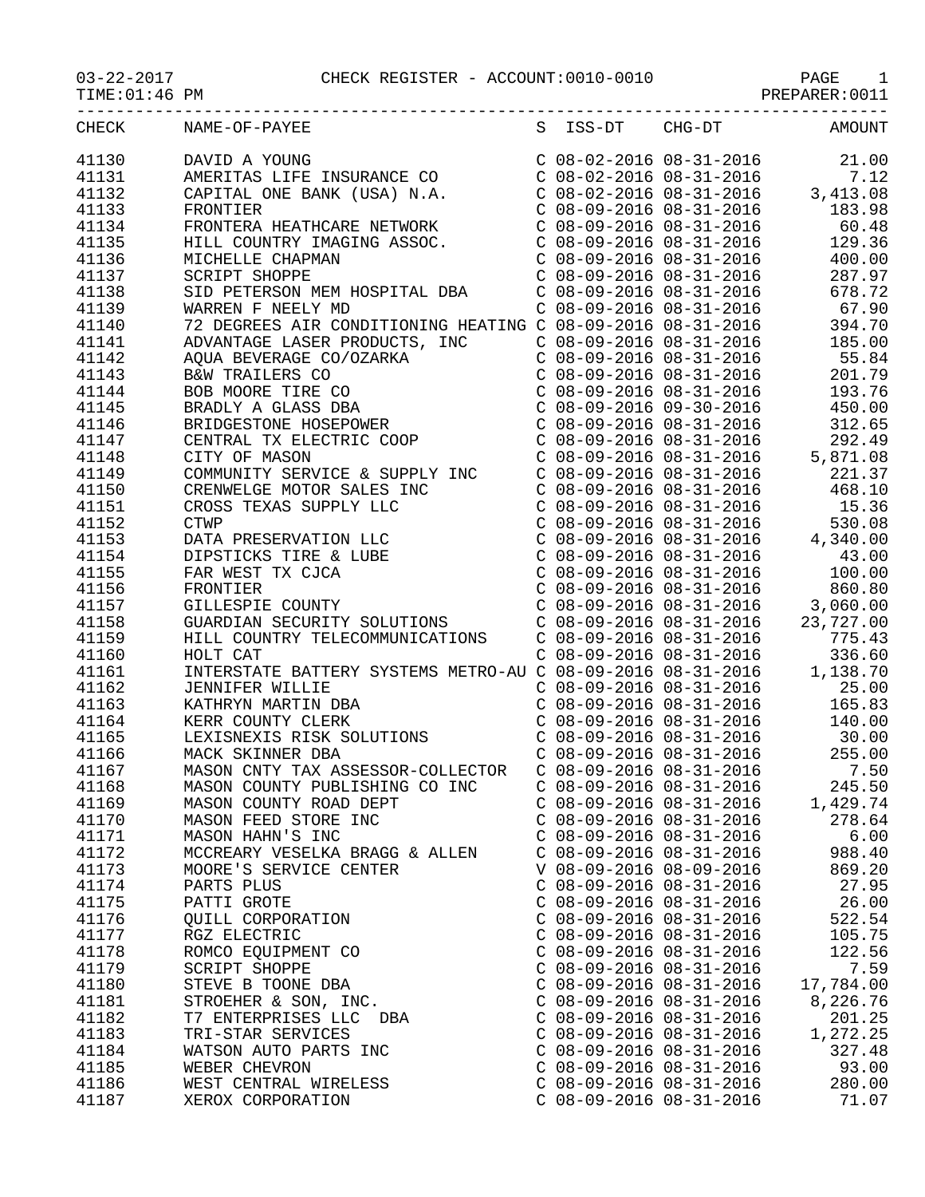03-22-2017 CHECK REGISTER - ACCOUNT:0010-0010

TIME:01:46 PM PREPARER:0011

| CHECK | NAME-OF-PAYEE | S | ISS-DT | CHG-DT | AMOUNT |
|---|---|---|---|---|---|
| 41130 | DAVID A YOUNG | C | 08-02-2016 | 08-31-2016 | 21.00 |
| 41131 | AMERITAS LIFE INSURANCE CO | C | 08-02-2016 | 08-31-2016 | 7.12 |
| 41132 | CAPITAL ONE BANK (USA) N.A. | C | 08-02-2016 | 08-31-2016 | 3,413.08 |
| 41133 | FRONTIER | C | 08-09-2016 | 08-31-2016 | 183.98 |
| 41134 | FRONTERA HEATHCARE NETWORK | C | 08-09-2016 | 08-31-2016 | 60.48 |
| 41135 | HILL COUNTRY IMAGING ASSOC. | C | 08-09-2016 | 08-31-2016 | 129.36 |
| 41136 | MICHELLE CHAPMAN | C | 08-09-2016 | 08-31-2016 | 400.00 |
| 41137 | SCRIPT SHOPPE | C | 08-09-2016 | 08-31-2016 | 287.97 |
| 41138 | SID PETERSON MEM HOSPITAL DBA | C | 08-09-2016 | 08-31-2016 | 678.72 |
| 41139 | WARREN F NEELY MD | C | 08-09-2016 | 08-31-2016 | 67.90 |
| 41140 | 72 DEGREES AIR CONDITIONING HEATING | C | 08-09-2016 | 08-31-2016 | 394.70 |
| 41141 | ADVANTAGE LASER PRODUCTS, INC | C | 08-09-2016 | 08-31-2016 | 185.00 |
| 41142 | AQUA BEVERAGE CO/OZARKA | C | 08-09-2016 | 08-31-2016 | 55.84 |
| 41143 | B&W TRAILERS CO | C | 08-09-2016 | 08-31-2016 | 201.79 |
| 41144 | BOB MOORE TIRE CO | C | 08-09-2016 | 08-31-2016 | 193.76 |
| 41145 | BRADLY A GLASS DBA | C | 08-09-2016 | 09-30-2016 | 450.00 |
| 41146 | BRIDGESTONE HOSEPOWER | C | 08-09-2016 | 08-31-2016 | 312.65 |
| 41147 | CENTRAL TX ELECTRIC COOP | C | 08-09-2016 | 08-31-2016 | 292.49 |
| 41148 | CITY OF MASON | C | 08-09-2016 | 08-31-2016 | 5,871.08 |
| 41149 | COMMUNITY SERVICE & SUPPLY INC | C | 08-09-2016 | 08-31-2016 | 221.37 |
| 41150 | CRENWELGE MOTOR SALES INC | C | 08-09-2016 | 08-31-2016 | 468.10 |
| 41151 | CROSS TEXAS SUPPLY LLC | C | 08-09-2016 | 08-31-2016 | 15.36 |
| 41152 | CTWP | C | 08-09-2016 | 08-31-2016 | 530.08 |
| 41153 | DATA PRESERVATION LLC | C | 08-09-2016 | 08-31-2016 | 4,340.00 |
| 41154 | DIPSTICKS TIRE & LUBE | C | 08-09-2016 | 08-31-2016 | 43.00 |
| 41155 | FAR WEST TX CJCA | C | 08-09-2016 | 08-31-2016 | 100.00 |
| 41156 | FRONTIER | C | 08-09-2016 | 08-31-2016 | 860.80 |
| 41157 | GILLESPIE COUNTY | C | 08-09-2016 | 08-31-2016 | 3,060.00 |
| 41158 | GUARDIAN SECURITY SOLUTIONS | C | 08-09-2016 | 08-31-2016 | 23,727.00 |
| 41159 | HILL COUNTRY TELECOMMUNICATIONS | C | 08-09-2016 | 08-31-2016 | 775.43 |
| 41160 | HOLT CAT | C | 08-09-2016 | 08-31-2016 | 336.60 |
| 41161 | INTERSTATE BATTERY SYSTEMS METRO-AU | C | 08-09-2016 | 08-31-2016 | 1,138.70 |
| 41162 | JENNIFER WILLIE | C | 08-09-2016 | 08-31-2016 | 25.00 |
| 41163 | KATHRYN MARTIN DBA | C | 08-09-2016 | 08-31-2016 | 165.83 |
| 41164 | KERR COUNTY CLERK | C | 08-09-2016 | 08-31-2016 | 140.00 |
| 41165 | LEXISNEXIS RISK SOLUTIONS | C | 08-09-2016 | 08-31-2016 | 30.00 |
| 41166 | MACK SKINNER DBA | C | 08-09-2016 | 08-31-2016 | 255.00 |
| 41167 | MASON CNTY TAX ASSESSOR-COLLECTOR | C | 08-09-2016 | 08-31-2016 | 7.50 |
| 41168 | MASON COUNTY PUBLISHING CO INC | C | 08-09-2016 | 08-31-2016 | 245.50 |
| 41169 | MASON COUNTY ROAD DEPT | C | 08-09-2016 | 08-31-2016 | 1,429.74 |
| 41170 | MASON FEED STORE INC | C | 08-09-2016 | 08-31-2016 | 278.64 |
| 41171 | MASON HAHN'S INC | C | 08-09-2016 | 08-31-2016 | 6.00 |
| 41172 | MCCREARY VESELKA BRAGG & ALLEN | C | 08-09-2016 | 08-31-2016 | 988.40 |
| 41173 | MOORE'S SERVICE CENTER | V | 08-09-2016 | 08-09-2016 | 869.20 |
| 41174 | PARTS PLUS | C | 08-09-2016 | 08-31-2016 | 27.95 |
| 41175 | PATTI GROTE | C | 08-09-2016 | 08-31-2016 | 26.00 |
| 41176 | QUILL CORPORATION | C | 08-09-2016 | 08-31-2016 | 522.54 |
| 41177 | RGZ ELECTRIC | C | 08-09-2016 | 08-31-2016 | 105.75 |
| 41178 | ROMCO EQUIPMENT CO | C | 08-09-2016 | 08-31-2016 | 122.56 |
| 41179 | SCRIPT SHOPPE | C | 08-09-2016 | 08-31-2016 | 7.59 |
| 41180 | STEVE B TOONE DBA | C | 08-09-2016 | 08-31-2016 | 17,784.00 |
| 41181 | STROEHER & SON, INC. | C | 08-09-2016 | 08-31-2016 | 8,226.76 |
| 41182 | T7 ENTERPRISES LLC DBA | C | 08-09-2016 | 08-31-2016 | 201.25 |
| 41183 | TRI-STAR SERVICES | C | 08-09-2016 | 08-31-2016 | 1,272.25 |
| 41184 | WATSON AUTO PARTS INC | C | 08-09-2016 | 08-31-2016 | 327.48 |
| 41185 | WEBER CHEVRON | C | 08-09-2016 | 08-31-2016 | 93.00 |
| 41186 | WEST CENTRAL WIRELESS | C | 08-09-2016 | 08-31-2016 | 280.00 |
| 41187 | XEROX CORPORATION | C | 08-09-2016 | 08-31-2016 | 71.07 |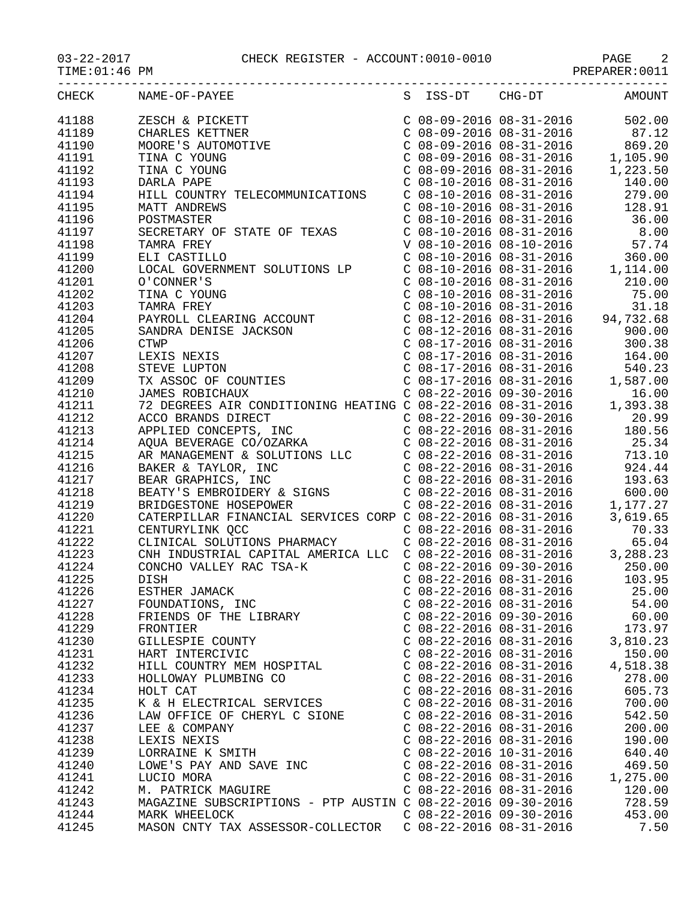03-22-2017 CHECK REGISTER - ACCOUNT:0010-0010

TIME:01:46 PM PREPARER:0011

| CHECK | NAME-OF-PAYEE | S | ISS-DT | CHG-DT | AMOUNT |
|---|---|---|---|---|---|
| 41188 | ZESCH & PICKETT | C | 08-09-2016 | 08-31-2016 | 502.00 |
| 41189 | CHARLES KETTNER | C | 08-09-2016 | 08-31-2016 | 87.12 |
| 41190 | MOORE'S AUTOMOTIVE | C | 08-09-2016 | 08-31-2016 | 869.20 |
| 41191 | TINA C YOUNG | C | 08-09-2016 | 08-31-2016 | 1,105.90 |
| 41192 | TINA C YOUNG | C | 08-09-2016 | 08-31-2016 | 1,223.50 |
| 41193 | DARLA PAPE | C | 08-10-2016 | 08-31-2016 | 140.00 |
| 41194 | HILL COUNTRY TELECOMMUNICATIONS | C | 08-10-2016 | 08-31-2016 | 279.00 |
| 41195 | MATT ANDREWS | C | 08-10-2016 | 08-31-2016 | 128.91 |
| 41196 | POSTMASTER | C | 08-10-2016 | 08-31-2016 | 36.00 |
| 41197 | SECRETARY OF STATE OF TEXAS | C | 08-10-2016 | 08-31-2016 | 8.00 |
| 41198 | TAMRA FREY | V | 08-10-2016 | 08-10-2016 | 57.74 |
| 41199 | ELI CASTILLO | C | 08-10-2016 | 08-31-2016 | 360.00 |
| 41200 | LOCAL GOVERNMENT SOLUTIONS LP | C | 08-10-2016 | 08-31-2016 | 1,114.00 |
| 41201 | O'CONNER'S | C | 08-10-2016 | 08-31-2016 | 210.00 |
| 41202 | TINA C YOUNG | C | 08-10-2016 | 08-31-2016 | 75.00 |
| 41203 | TAMRA FREY | C | 08-10-2016 | 08-31-2016 | 31.18 |
| 41204 | PAYROLL CLEARING ACCOUNT | C | 08-12-2016 | 08-31-2016 | 94,732.68 |
| 41205 | SANDRA DENISE JACKSON | C | 08-12-2016 | 08-31-2016 | 900.00 |
| 41206 | CTWP | C | 08-17-2016 | 08-31-2016 | 300.38 |
| 41207 | LEXIS NEXIS | C | 08-17-2016 | 08-31-2016 | 164.00 |
| 41208 | STEVE LUPTON | C | 08-17-2016 | 08-31-2016 | 540.23 |
| 41209 | TX ASSOC OF COUNTIES | C | 08-17-2016 | 08-31-2016 | 1,587.00 |
| 41210 | JAMES ROBICHAUX | C | 08-22-2016 | 09-30-2016 | 16.00 |
| 41211 | 72 DEGREES AIR CONDITIONING HEATING | C | 08-22-2016 | 08-31-2016 | 1,393.38 |
| 41212 | ACCO BRANDS DIRECT | C | 08-22-2016 | 09-30-2016 | 20.99 |
| 41213 | APPLIED CONCEPTS, INC | C | 08-22-2016 | 08-31-2016 | 180.56 |
| 41214 | AQUA BEVERAGE CO/OZARKA | C | 08-22-2016 | 08-31-2016 | 25.34 |
| 41215 | AR MANAGEMENT & SOLUTIONS LLC | C | 08-22-2016 | 08-31-2016 | 713.10 |
| 41216 | BAKER & TAYLOR, INC | C | 08-22-2016 | 08-31-2016 | 924.44 |
| 41217 | BEAR GRAPHICS, INC | C | 08-22-2016 | 08-31-2016 | 193.63 |
| 41218 | BEATY'S EMBROIDERY & SIGNS | C | 08-22-2016 | 08-31-2016 | 600.00 |
| 41219 | BRIDGESTONE HOSEPOWER | C | 08-22-2016 | 08-31-2016 | 1,177.27 |
| 41220 | CATERPILLAR FINANCIAL SERVICES CORP | C | 08-22-2016 | 08-31-2016 | 3,619.65 |
| 41221 | CENTURYLINK QCC | C | 08-22-2016 | 08-31-2016 | 70.33 |
| 41222 | CLINICAL SOLUTIONS PHARMACY | C | 08-22-2016 | 08-31-2016 | 65.04 |
| 41223 | CNH INDUSTRIAL CAPITAL AMERICA LLC | C | 08-22-2016 | 08-31-2016 | 3,288.23 |
| 41224 | CONCHO VALLEY RAC TSA-K | C | 08-22-2016 | 09-30-2016 | 250.00 |
| 41225 | DISH | C | 08-22-2016 | 08-31-2016 | 103.95 |
| 41226 | ESTHER JAMACK | C | 08-22-2016 | 08-31-2016 | 25.00 |
| 41227 | FOUNDATIONS, INC | C | 08-22-2016 | 08-31-2016 | 54.00 |
| 41228 | FRIENDS OF THE LIBRARY | C | 08-22-2016 | 09-30-2016 | 60.00 |
| 41229 | FRONTIER | C | 08-22-2016 | 08-31-2016 | 173.97 |
| 41230 | GILLESPIE COUNTY | C | 08-22-2016 | 08-31-2016 | 3,810.23 |
| 41231 | HART INTERCIVIC | C | 08-22-2016 | 08-31-2016 | 150.00 |
| 41232 | HILL COUNTRY MEM HOSPITAL | C | 08-22-2016 | 08-31-2016 | 4,518.38 |
| 41233 | HOLLOWAY PLUMBING CO | C | 08-22-2016 | 08-31-2016 | 278.00 |
| 41234 | HOLT CAT | C | 08-22-2016 | 08-31-2016 | 605.73 |
| 41235 | K & H ELECTRICAL SERVICES | C | 08-22-2016 | 08-31-2016 | 700.00 |
| 41236 | LAW OFFICE OF CHERYL C SIONE | C | 08-22-2016 | 08-31-2016 | 542.50 |
| 41237 | LEE & COMPANY | C | 08-22-2016 | 08-31-2016 | 200.00 |
| 41238 | LEXIS NEXIS | C | 08-22-2016 | 08-31-2016 | 190.00 |
| 41239 | LORRAINE K SMITH | C | 08-22-2016 | 10-31-2016 | 640.40 |
| 41240 | LOWE'S PAY AND SAVE INC | C | 08-22-2016 | 08-31-2016 | 469.50 |
| 41241 | LUCIO MORA | C | 08-22-2016 | 08-31-2016 | 1,275.00 |
| 41242 | M. PATRICK MAGUIRE | C | 08-22-2016 | 08-31-2016 | 120.00 |
| 41243 | MAGAZINE SUBSCRIPTIONS - PTP AUSTIN | C | 08-22-2016 | 09-30-2016 | 728.59 |
| 41244 | MARK WHEELOCK | C | 08-22-2016 | 09-30-2016 | 453.00 |
| 41245 | MASON CNTY TAX ASSESSOR-COLLECTOR | C | 08-22-2016 | 08-31-2016 | 7.50 |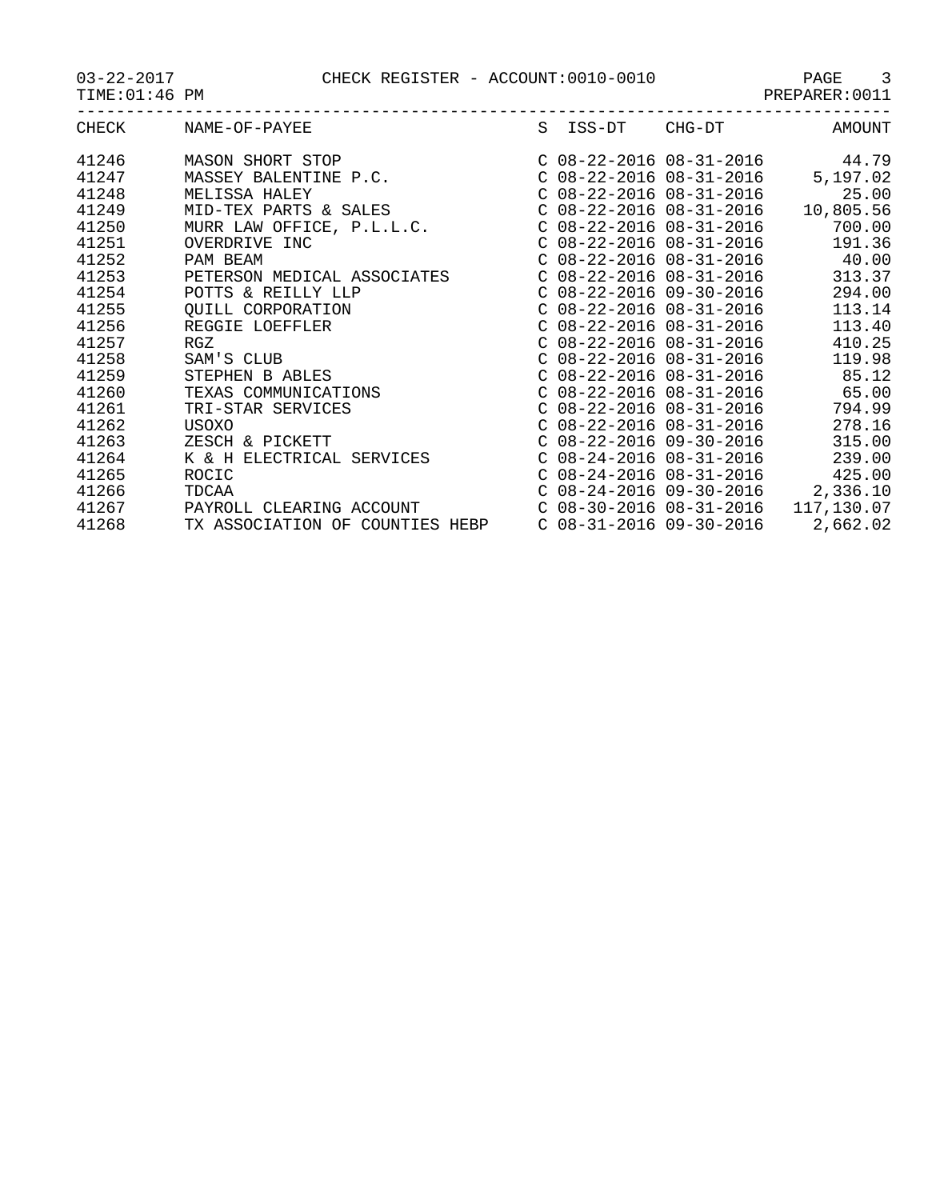03-22-2017 CHECK REGISTER - ACCOUNT:0010-0010
TIME:01:46 PM PREPARER:0011

| CHECK | NAME-OF-PAYEE | S | ISS-DT | CHG-DT | AMOUNT |
|---|---|---|---|---|---|
| 41246 | MASON SHORT STOP | C | 08-22-2016 | 08-31-2016 | 44.79 |
| 41247 | MASSEY BALENTINE P.C. | C | 08-22-2016 | 08-31-2016 | 5,197.02 |
| 41248 | MELISSA HALEY | C | 08-22-2016 | 08-31-2016 | 25.00 |
| 41249 | MID-TEX PARTS & SALES | C | 08-22-2016 | 08-31-2016 | 10,805.56 |
| 41250 | MURR LAW OFFICE, P.L.L.C. | C | 08-22-2016 | 08-31-2016 | 700.00 |
| 41251 | OVERDRIVE INC | C | 08-22-2016 | 08-31-2016 | 191.36 |
| 41252 | PAM BEAM | C | 08-22-2016 | 08-31-2016 | 40.00 |
| 41253 | PETERSON MEDICAL ASSOCIATES | C | 08-22-2016 | 08-31-2016 | 313.37 |
| 41254 | POTTS & REILLY LLP | C | 08-22-2016 | 09-30-2016 | 294.00 |
| 41255 | QUILL CORPORATION | C | 08-22-2016 | 08-31-2016 | 113.14 |
| 41256 | REGGIE LOEFFLER | C | 08-22-2016 | 08-31-2016 | 113.40 |
| 41257 | RGZ | C | 08-22-2016 | 08-31-2016 | 410.25 |
| 41258 | SAM'S CLUB | C | 08-22-2016 | 08-31-2016 | 119.98 |
| 41259 | STEPHEN B ABLES | C | 08-22-2016 | 08-31-2016 | 85.12 |
| 41260 | TEXAS COMMUNICATIONS | C | 08-22-2016 | 08-31-2016 | 65.00 |
| 41261 | TRI-STAR SERVICES | C | 08-22-2016 | 08-31-2016 | 794.99 |
| 41262 | USOXO | C | 08-22-2016 | 08-31-2016 | 278.16 |
| 41263 | ZESCH & PICKETT | C | 08-22-2016 | 09-30-2016 | 315.00 |
| 41264 | K & H ELECTRICAL SERVICES | C | 08-24-2016 | 08-31-2016 | 239.00 |
| 41265 | ROCIC | C | 08-24-2016 | 08-31-2016 | 425.00 |
| 41266 | TDCAA | C | 08-24-2016 | 09-30-2016 | 2,336.10 |
| 41267 | PAYROLL CLEARING ACCOUNT | C | 08-30-2016 | 08-31-2016 | 117,130.07 |
| 41268 | TX ASSOCIATION OF COUNTIES HEBP | C | 08-31-2016 | 09-30-2016 | 2,662.02 |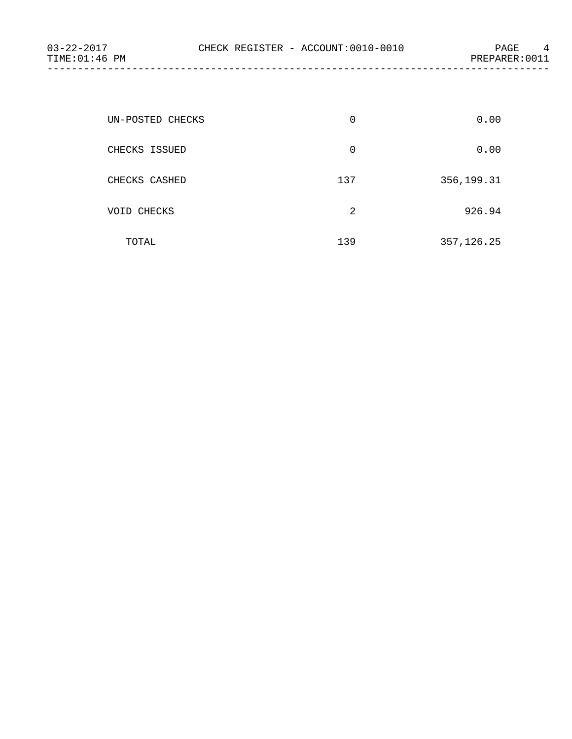| | | |
|---|---|---|
| UN-POSTED CHECKS | 0 | 0.00 |
| CHECKS ISSUED | 0 | 0.00 |
| CHECKS CASHED | 137 | 356,199.31 |
| VOID CHECKS | 2 | 926.94 |
| TOTAL | 139 | 357,126.25 |